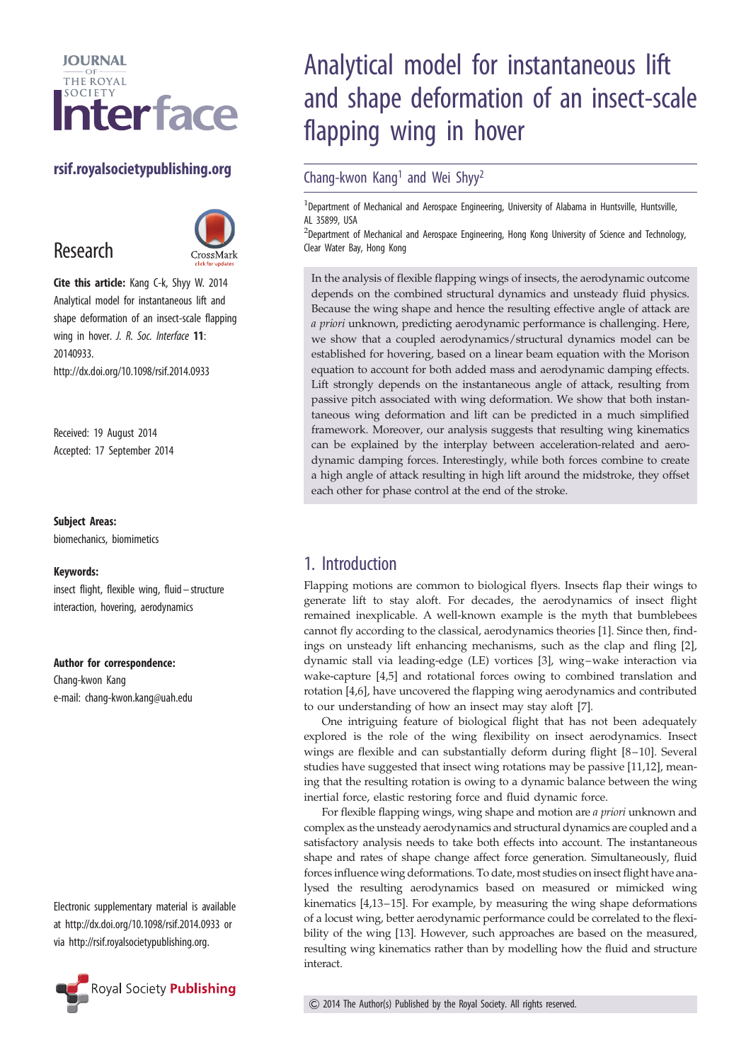# Analytical model for instantaneous lift and shape deformation of an insect-scale flapping wing in hover

Chang-kwon Kang[1] and Wei Shyy[2]

[1]Department of Mechanical and Aerospace Engineering, University of Alabama in Huntsville, Huntsville, AL 35899, USA

[2]Department of Mechanical and Aerospace Engineering, Hong Kong University of Science and Technology, Clear Water Bay, Hong Kong

rsif.royalsocietypublishing.org

Research

**Cite this article:** Kang C-k, Shyy W. 2014 Analytical model for instantaneous lift and shape deformation of an insect-scale flapping wing in hover. *J. R. Soc. Interface* **11**: 20140933. http://dx.doi.org/10.1098/rsif.2014.0933

Received: 19 August 2014
Accepted: 17 September 2014

**Subject Areas:**
biomechanics, biomimetics

**Keywords:**
insect flight, flexible wing, fluid–structure interaction, hovering, aerodynamics

**Author for correspondence:**
Chang-kwon Kang
e-mail: chang-kwon.kang@uah.edu

Electronic supplementary material is available at http://dx.doi.org/10.1098/rsif.2014.0933 or via http://rsif.royalsocietypublishing.org.

In the analysis of flexible flapping wings of insects, the aerodynamic outcome depends on the combined structural dynamics and unsteady fluid physics. Because the wing shape and hence the resulting effective angle of attack are *a priori* unknown, predicting aerodynamic performance is challenging. Here, we show that a coupled aerodynamics/structural dynamics model can be established for hovering, based on a linear beam equation with the Morison equation to account for both added mass and aerodynamic damping effects. Lift strongly depends on the instantaneous angle of attack, resulting from passive pitch associated with wing deformation. We show that both instantaneous wing deformation and lift can be predicted in a much simplified framework. Moreover, our analysis suggests that resulting wing kinematics can be explained by the interplay between acceleration-related and aerodynamic damping forces. Interestingly, while both forces combine to create a high angle of attack resulting in high lift around the midstroke, they offset each other for phase control at the end of the stroke.

## 1. Introduction

Flapping motions are common to biological flyers. Insects flap their wings to generate lift to stay aloft. For decades, the aerodynamics of insect flight remained inexplicable. A well-known example is the myth that bumblebees cannot fly according to the classical, aerodynamics theories [1]. Since then, findings on unsteady lift enhancing mechanisms, such as the clap and fling [2], dynamic stall via leading-edge (LE) vortices [3], wing–wake interaction via wake-capture [4,5] and rotational forces owing to combined translation and rotation [4,6], have uncovered the flapping wing aerodynamics and contributed to our understanding of how an insect may stay aloft [7].

One intriguing feature of biological flight that has not been adequately explored is the role of the wing flexibility on insect aerodynamics. Insect wings are flexible and can substantially deform during flight [8–10]. Several studies have suggested that insect wing rotations may be passive [11,12], meaning that the resulting rotation is owing to a dynamic balance between the wing inertial force, elastic restoring force and fluid dynamic force.

For flexible flapping wings, wing shape and motion are *a priori* unknown and complex as the unsteady aerodynamics and structural dynamics are coupled and a satisfactory analysis needs to take both effects into account. The instantaneous shape and rates of shape change affect force generation. Simultaneously, fluid forces influence wing deformations. To date, most studies on insect flight have analysed the resulting aerodynamics based on measured or mimicked wing kinematics [4,13–15]. For example, by measuring the wing shape deformations of a locust wing, better aerodynamic performance could be correlated to the flexibility of the wing [13]. However, such approaches are based on the measured, resulting wing kinematics rather than by modelling how the fluid and structure interact.

© 2014 The Author(s) Published by the Royal Society. All rights reserved.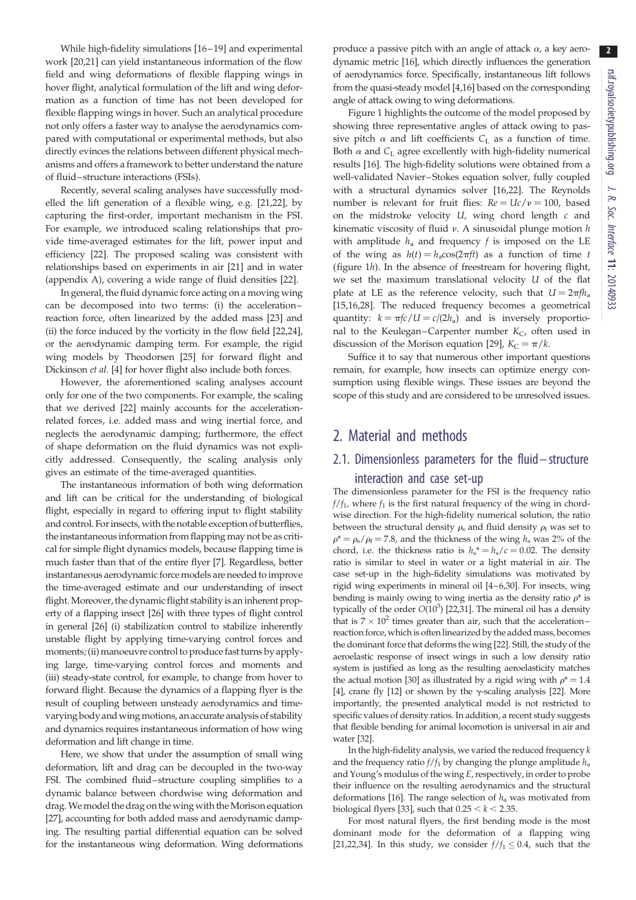While high-fidelity simulations [16–19] and experimental work [20,21] can yield instantaneous information of the flow field and wing deformations of flexible flapping wings in hover flight, analytical formulation of the lift and wing deformation as a function of time has not been developed for flexible flapping wings in hover. Such an analytical procedure not only offers a faster way to analyse the aerodynamics compared with computational or experimental methods, but also directly evinces the relations between different physical mechanisms and offers a framework to better understand the nature of fluid–structure interactions (FSIs).

Recently, several scaling analyses have successfully modelled the lift generation of a flexible wing, e.g. [21,22], by capturing the first-order, important mechanism in the FSI. For example, we introduced scaling relationships that provide time-averaged estimates for the lift, power input and efficiency [22]. The proposed scaling was consistent with relationships based on experiments in air [21] and in water (appendix A), covering a wide range of fluid densities [22].

In general, the fluid dynamic force acting on a moving wing can be decomposed into two terms: (i) the acceleration–reaction force, often linearized by the added mass [23] and (ii) the force induced by the vorticity in the flow field [22,24], or the aerodynamic damping term. For example, the rigid wing models by Theodorsen [25] for forward flight and Dickinson *et al.* [4] for hover flight also include both forces.

However, the aforementioned scaling analyses account only for one of the two components. For example, the scaling that we derived [22] mainly accounts for the acceleration-related forces, i.e. added mass and wing inertial force, and neglects the aerodynamic damping; furthermore, the effect of shape deformation on the fluid dynamics was not explicitly addressed. Consequently, the scaling analysis only gives an estimate of the time-averaged quantities.

The instantaneous information of both wing deformation and lift can be critical for the understanding of biological flight, especially in regard to offering input to flight stability and control. For insects, with the notable exception of butterflies, the instantaneous information from flapping may not be as critical for simple flight dynamics models, because flapping time is much faster than that of the entire flyer [7]. Regardless, better instantaneous aerodynamic force models are needed to improve the time-averaged estimate and our understanding of insect flight. Moreover, the dynamic flight stability is an inherent property of a flapping insect [26] with three types of flight control in general [26] (i) stabilization control to stabilize inherently unstable flight by applying time-varying control forces and moments; (ii) manoeuvre control to produce fast turns by applying large, time-varying control forces and moments and (iii) steady-state control, for example, to change from hover to forward flight. Because the dynamics of a flapping flyer is the result of coupling between unsteady aerodynamics and time-varying body and wing motions, an accurate analysis of stability and dynamics requires instantaneous information of how wing deformation and lift change in time.

Here, we show that under the assumption of small wing deformation, lift and drag can be decoupled in the two-way FSI. The combined fluid–structure coupling simplifies to a dynamic balance between chordwise wing deformation and drag. We model the drag on the wing with the Morison equation [27], accounting for both added mass and aerodynamic damping. The resulting partial differential equation can be solved for the instantaneous wing deformation. Wing deformations produce a passive pitch with an angle of attack $\alpha$, a key aerodynamic metric [16], which directly influences the generation of aerodynamics force. Specifically, instantaneous lift follows from the quasi-steady model [4,16] based on the corresponding angle of attack owing to wing deformations.

Figure 1 highlights the outcome of the model proposed by showing three representative angles of attack owing to passive pitch $\alpha$ and lift coefficients $C_L$ as a function of time. Both $\alpha$ and $C_L$ agree excellently with high-fidelity numerical results [16]. The high-fidelity solutions were obtained from a well-validated Navier–Stokes equation solver, fully coupled with a structural dynamics solver [16,22]. The Reynolds number is relevant for fruit flies: $Re = Uc/\nu = 100$, based on the midstroke velocity $U$, wing chord length $c$ and kinematic viscosity of fluid $\nu$. A sinusoidal plunge motion $h$ with amplitude $h_a$ and frequency $f$ is imposed on the LE of the wing as $h(t) = h_a \cos(2\pi f t)$ as a function of time $t$ (figure 1*h*). In the absence of freestream for hovering flight, we set the maximum translational velocity $U$ of the flat plate at LE as the reference velocity, such that $U = 2\pi f h_a$ [15,16,28]. The reduced frequency becomes a geometrical quantity: $k = \pi f c/U = c/(2h_a)$ and is inversely proportional to the Keulegan–Carpenter number $K_C$, often used in discussion of the Morison equation [29], $K_C = \pi/k$.

Suffice it to say that numerous other important questions remain, for example, how insects can optimize energy consumption using flexible wings. These issues are beyond the scope of this study and are considered to be unresolved issues.

## 2. Material and methods

### 2.1. Dimensionless parameters for the fluid–structure interaction and case set-up

The dimensionless parameter for the FSI is the frequency ratio $f/f_1$, where $f_1$ is the first natural frequency of the wing in chordwise direction. For the high-fidelity numerical solution, the ratio between the structural density $\rho_s$ and fluid density $\rho_f$ was set to $\rho^* = \rho_s/\rho_f = 7.8$, and the thickness of the wing $h_s$ was 2% of the chord, i.e. the thickness ratio is $h_s^* = h_s/c = 0.02$. The density ratio is similar to steel in water or a light material in air. The case set-up in the high-fidelity simulations was motivated by rigid wing experiments in mineral oil [4–6,30]. For insects, wing bending is mainly owing to wing inertia as the density ratio $\rho^*$ is typically of the order $O(10^3)$ [22,31]. The mineral oil has a density that is $7 \times 10^2$ times greater than air, such that the acceleration–reaction force, which is often linearized by the added mass, becomes the dominant force that deforms the wing [22]. Still, the study of the aeroelastic response of insect wings in such a low density ratio system is justified as long as the resulting aeroelasticity matches the actual motion [30] as illustrated by a rigid wing with $\rho^* = 1.4$ [4], crane fly [12] or shown by the γ-scaling analysis [22]. More importantly, the presented analytical model is not restricted to specific values of density ratios. In addition, a recent study suggests that flexible bending for animal locomotion is universal in air and water [32].

In the high-fidelity analysis, we varied the reduced frequency $k$ and the frequency ratio $f/f_1$ by changing the plunge amplitude $h_a$ and Young's modulus of the wing $E$, respectively, in order to probe their influence on the resulting aerodynamics and the structural deformations [16]. The range selection of $h_a$ was motivated from biological flyers [33], such that $0.25 < k < 2.35$.

For most natural flyers, the first bending mode is the most dominant mode for the deformation of a flapping wing [21,22,34]. In this study, we consider $f/f_1 \leq 0.4$, such that the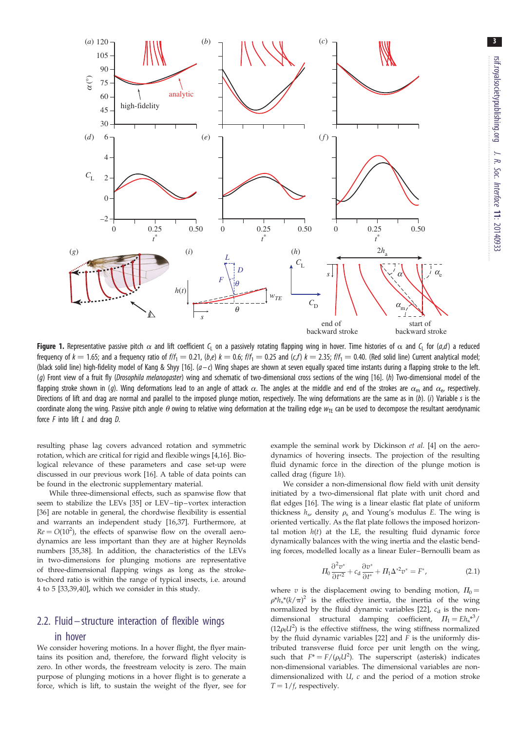**Figure 1.** Representative passive pitch $\alpha$ and lift coefficient $C_L$ on a passively rotating flapping wing in hover. Time histories of $\alpha$ and $C_L$ for (*a*,*d*) a reduced frequency of $k = 1.65$; and a frequency ratio of $f/f_1 = 0.21$, (*b*,*e*) $k = 0.6$; $f/f_1 = 0.25$ and (*c*,*f*) $k = 2.35$; $f/f_1 = 0.40$. (Red solid line) Current analytical model; (black solid line) high-fidelity model of Kang & Shyy [16]. (*a–c*) Wing shapes are shown at seven equally spaced time instants during a flapping stroke to the left. (*g*) Front view of a fruit fly (*Drosophila melanogaster*) wing and schematic of two-dimensional cross sections of the wing [16]. (*h*) Two-dimensional model of the flapping stroke shown in (*g*). Wing deformations lead to an angle of attack $\alpha$. The angles at the middle and end of the strokes are $\alpha_m$ and $\alpha_e$, respectively. Directions of lift and drag are normal and parallel to the imposed plunge motion, respectively. The wing deformations are the same as in (*b*). (*i*) Variable $s$ is the coordinate along the wing. Passive pitch angle $\theta$ owing to relative wing deformation at the trailing edge $w_{TE}$ can be used to decompose the resultant aerodynamic force $F$ into lift $L$ and drag $D$.

resulting phase lag covers advanced rotation and symmetric rotation, which are critical for rigid and flexible wings [4,16]. Biological relevance of these parameters and case set-up were discussed in our previous work [16]. A table of data points can be found in the electronic supplementary material.

While three-dimensional effects, such as spanwise flow that seem to stabilize the LEVs [35] or LEV–tip–vortex interaction [36] are notable in general, the chordwise flexibility is essential and warrants an independent study [16,37]. Furthermore, at $Re = O(10^2)$, the effects of spanwise flow on the overall aerodynamics are less important than they are at higher Reynolds numbers [35,38]. In addition, the characteristics of the LEVs in two-dimensions for plunging motions are representative of three-dimensional flapping wings as long as the stroke-to-chord ratio is within the range of typical insects, i.e. around 4 to 5 [33,39,40], which we consider in this study.

## 2.2. Fluid–structure interaction of flexible wings in hover

We consider hovering motions. In a hover flight, the flyer maintains its position and, therefore, the forward flight velocity is zero. In other words, the freestream velocity is zero. The main purpose of plunging motions in a hover flight is to generate a force, which is lift, to sustain the weight of the flyer, see for example the seminal work by Dickinson *et al*. [4] on the aerodynamics of hovering insects. The projection of the resulting fluid dynamic force in the direction of the plunge motion is called drag (figure 1*h*).

We consider a non-dimensional flow field with unit density initiated by a two-dimensional flat plate with unit chord and flat edges [16]. The wing is a linear elastic flat plate of uniform thickness $h_s$, density $\rho_s$ and Young's modulus $E$. The wing is oriented vertically. As the flat plate follows the imposed horizontal motion $h(t)$ at the LE, the resulting fluid dynamic force dynamically balances with the wing inertia and the elastic bending forces, modelled locally as a linear Euler–Bernoulli beam as

$$\Pi_0 \frac{\partial^2 v^*}{\partial t^{*2}} + c_d \frac{\partial v^*}{\partial t^*} + \Pi_1 \Delta^{*2} v^* = F^*, \tag{2.1}$$

where $v$ is the displacement owing to bending motion, $\Pi_0 = \rho^* h_s^* (k/\pi)^2$ is the effective inertia, the inertia of the wing normalized by the fluid dynamic variables [22], $c_d$ is the non-dimensional structural damping coefficient, $\Pi_1 = E h_s^{*3}/(12\rho_f U^2)$ is the effective stiffness, the wing stiffness normalized by the fluid dynamic variables [22] and $F$ is the uniformly distributed transverse fluid force per unit length on the wing, such that $F^* = F/(\rho_f U^2)$. The superscript (asterisk) indicates non-dimensional variables. The dimensional variables are non-dimensionalized with $U$, $c$ and the period of a motion stroke $T = 1/f$, respectively.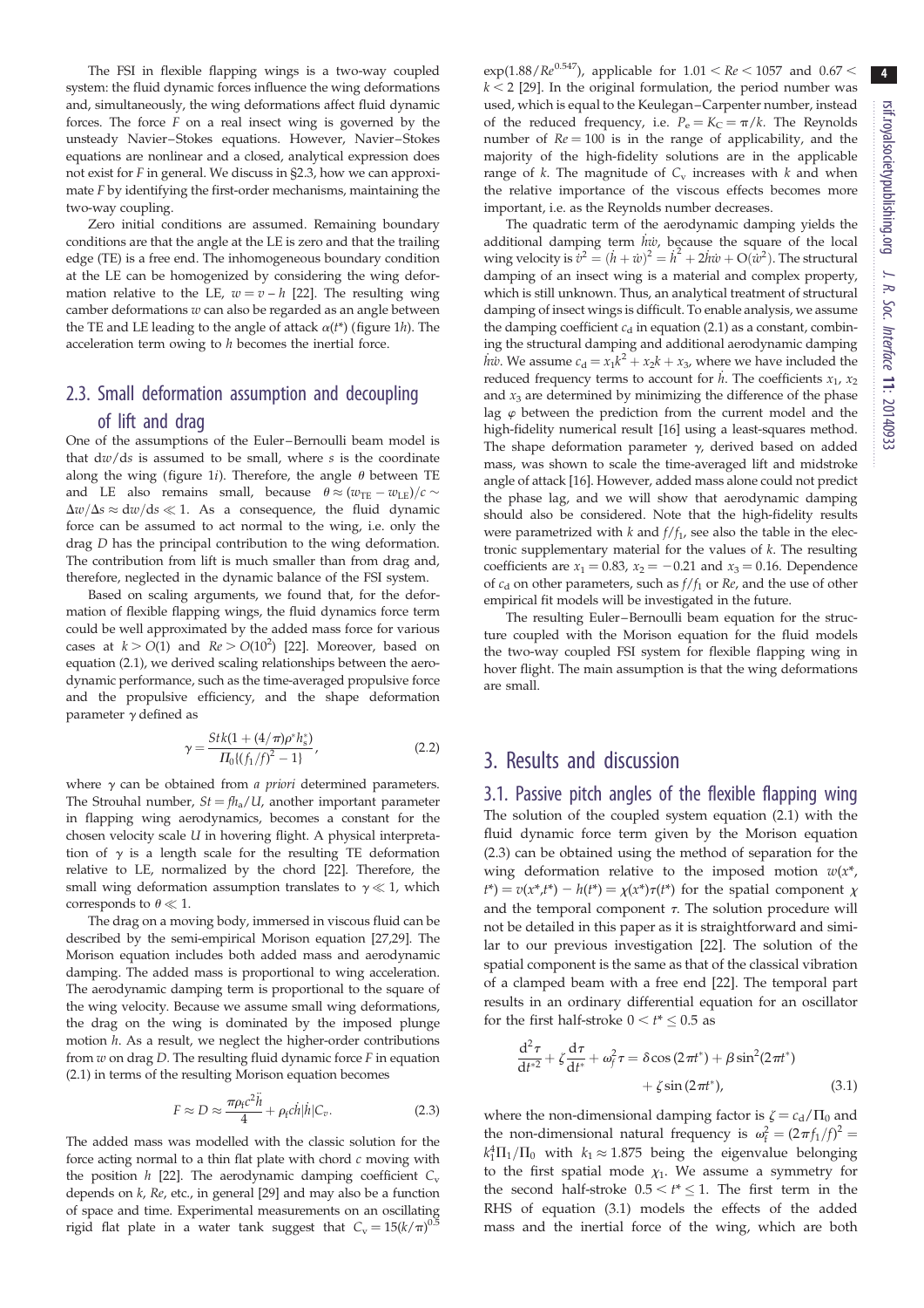The FSI in flexible flapping wings is a two-way coupled system: the fluid dynamic forces influence the wing deformations and, simultaneously, the wing deformations affect fluid dynamic forces. The force $F$ on a real insect wing is governed by the unsteady Navier–Stokes equations. However, Navier–Stokes equations are nonlinear and a closed, analytical expression does not exist for $F$ in general. We discuss in §2.3, how we can approximate $F$ by identifying the first-order mechanisms, maintaining the two-way coupling.

Zero initial conditions are assumed. Remaining boundary conditions are that the angle at the LE is zero and that the trailing edge (TE) is a free end. The inhomogeneous boundary condition at the LE can be homogenized by considering the wing deformation relative to the LE, $w = v - h$ [22]. The resulting wing camber deformations $w$ can also be regarded as an angle between the TE and LE leading to the angle of attack $\alpha(t^*)$ (figure 1$h$). The acceleration term owing to $h$ becomes the inertial force.

## 2.3. Small deformation assumption and decoupling of lift and drag

One of the assumptions of the Euler–Bernoulli beam model is that $dw/ds$ is assumed to be small, where $s$ is the coordinate along the wing (figure 1$i$). Therefore, the angle $\theta$ between TE and LE also remains small, because $\theta \approx (w_{TE} - w_{LE})/c \sim \Delta w/\Delta s \approx dw/ds \ll 1$. As a consequence, the fluid dynamic force can be assumed to act normal to the wing, i.e. only the drag $D$ has the principal contribution to the wing deformation. The contribution from lift is much smaller than from drag and, therefore, neglected in the dynamic balance of the FSI system.

Based on scaling arguments, we found that, for the deformation of flexible flapping wings, the fluid dynamics force term could be well approximated by the added mass force for various cases at $k > O(1)$ and $Re > O(10^2)$ [22]. Moreover, based on equation (2.1), we derived scaling relationships between the aerodynamic performance, such as the time-averaged propulsive force and the propulsive efficiency, and the shape deformation parameter $\gamma$ defined as

$$\gamma = \frac{St\,k(1 + (4/\pi)\rho^* h_s^*)}{\Pi_0\{(f_1/f)^2 - 1\}}, \tag{2.2}$$

where $\gamma$ can be obtained from *a priori* determined parameters. The Strouhal number, $St = fh_a/U$, another important parameter in flapping wing aerodynamics, becomes a constant for the chosen velocity scale $U$ in hovering flight. A physical interpretation of $\gamma$ is a length scale for the resulting TE deformation relative to LE, normalized by the chord [22]. Therefore, the small wing deformation assumption translates to $\gamma \ll 1$, which corresponds to $\theta \ll 1$.

The drag on a moving body, immersed in viscous fluid can be described by the semi-empirical Morison equation [27,29]. The Morison equation includes both added mass and aerodynamic damping. The added mass is proportional to wing acceleration. The aerodynamic damping term is proportional to the square of the wing velocity. Because we assume small wing deformations, the drag on the wing is dominated by the imposed plunge motion $h$. As a result, we neglect the higher-order contributions from $w$ on drag $D$. The resulting fluid dynamic force $F$ in equation (2.1) in terms of the resulting Morison equation becomes

$$F \approx D \approx \frac{\pi \rho_f c^2 \ddot{h}}{4} + \rho_f c \dot{h}|\dot{h}|C_v. \tag{2.3}$$

The added mass was modelled with the classic solution for the force acting normal to a thin flat plate with chord $c$ moving with the position $h$ [22]. The aerodynamic damping coefficient $C_v$ depends on $k$, $Re$, etc., in general [29] and may also be a function of space and time. Experimental measurements on an oscillating rigid flat plate in a water tank suggest that $C_v = 15(k/\pi)^{0.5}\exp(1.88/Re^{0.547})$, applicable for $1.01 < Re < 1057$ and $0.67 < k < 2$ [29]. In the original formulation, the period number was used, which is equal to the Keulegan–Carpenter number, instead of the reduced frequency, i.e. $P_e = K_C = \pi/k$. The Reynolds number of $Re = 100$ is in the range of applicability, and the majority of the high-fidelity solutions are in the applicable range of $k$. The magnitude of $C_v$ increases with $k$ and when the relative importance of the viscous effects becomes more important, i.e. as the Reynolds number decreases.

The quadratic term of the aerodynamic damping yields the additional damping term $\dot{h}\dot{w}$, because the square of the local wing velocity is $\dot{v}^2 = (\dot{h} + \dot{w})^2 = \dot{h}^2 + 2\dot{h}\dot{w} + O(\dot{w}^2)$. The structural damping of an insect wing is a material and complex property, which is still unknown. Thus, an analytical treatment of structural damping of insect wings is difficult. To enable analysis, we assume the damping coefficient $c_d$ in equation (2.1) as a constant, combining the structural damping and additional aerodynamic damping $\dot{h}\dot{w}$. We assume $c_d = x_1 k^2 + x_2 k + x_3$, where we have included the reduced frequency terms to account for $\dot{h}$. The coefficients $x_1$, $x_2$ and $x_3$ are determined by minimizing the difference of the phase lag $\varphi$ between the prediction from the current model and the high-fidelity numerical result [16] using a least-squares method. The shape deformation parameter $\gamma$, derived based on added mass, was shown to scale the time-averaged lift and midstroke angle of attack [16]. However, added mass alone could not predict the phase lag, and we will show that aerodynamic damping should also be considered. Note that the high-fidelity results were parametrized with $k$ and $f/f_1$, see also the table in the electronic supplementary material for the values of $k$. The resulting coefficients are $x_1 = 0.83$, $x_2 = -0.21$ and $x_3 = 0.16$. Dependence of $c_d$ on other parameters, such as $f/f_1$ or $Re$, and the use of other empirical fit models will be investigated in the future.

The resulting Euler–Bernoulli beam equation for the structure coupled with the Morison equation for the fluid models the two-way coupled FSI system for flexible flapping wing in hover flight. The main assumption is that the wing deformations are small.

# 3. Results and discussion

## 3.1. Passive pitch angles of the flexible flapping wing

The solution of the coupled system equation (2.1) with the fluid dynamic force term given by the Morison equation (2.3) can be obtained using the method of separation for the wing deformation relative to the imposed motion $w(x^*, t^*) = v(x^*, t^*) - h(t^*) = \chi(x^*)\tau(t^*)$ for the spatial component $\chi$ and the temporal component $\tau$. The solution procedure will not be detailed in this paper as it is straightforward and similar to our previous investigation [22]. The solution of the spatial component is the same as that of the classical vibration of a clamped beam with a free end [22]. The temporal part results in an ordinary differential equation for an oscillator for the first half-stroke $0 < t^* \leq 0.5$ as

$$\frac{d^2\tau}{dt^{*2}} + \zeta\frac{d\tau}{dt^*} + \omega_f^2\tau = \delta\cos(2\pi t^*) + \beta\sin^2(2\pi t^*) + \zeta\sin(2\pi t^*), \tag{3.1}$$

where the non-dimensional damping factor is $\zeta = c_d/\Pi_0$ and the non-dimensional natural frequency is $\omega_f^2 = (2\pi f_1/f)^2 = k_1^4\Pi_1/\Pi_0$ with $k_1 \approx 1.875$ being the eigenvalue belonging to the first spatial mode $\chi_1$. We assume a symmetry for the second half-stroke $0.5 < t^* \leq 1$. The first term in the RHS of equation (3.1) models the effects of the added mass and the inertial force of the wing, which are both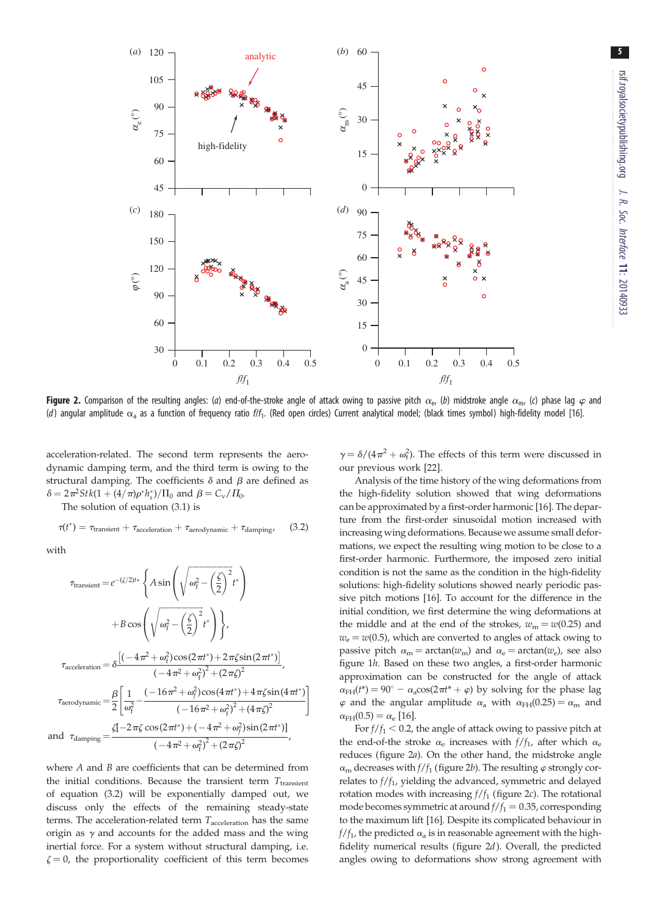**Figure 2.** Comparison of the resulting angles: (*a*) end-of-the-stroke angle of attack owing to passive pitch $\alpha_e$, (*b*) midstroke angle $\alpha_m$, (*c*) phase lag $\varphi$ and (*d*) angular amplitude $\alpha_a$ as a function of frequency ratio $f/f_1$. (Red open circles) Current analytical model; (black times symbol) high-fidelity model [16].

acceleration-related. The second term represents the aerodynamic damping term, and the third term is owing to the structural damping. The coefficients $\delta$ and $\beta$ are defined as $\delta = 2\pi^2 Stk(1 + (4/\pi)\rho^* h_s^*)/\Pi_0$ and $\beta = C_v/\Pi_0$.

The solution of equation (3.1) is

$$\tau(t^*) = \tau_{\text{transient}} + \tau_{\text{acceleration}} + \tau_{\text{aerodynamic}} + \tau_{\text{damping}}, \tag{3.2}$$

with

$$\tau_{\text{transient}} = e^{-(\zeta/2)t*}\left\{A \sin\left(\sqrt{\omega_f^2 - \left(\frac{\zeta}{2}\right)^2}\, t^*\right) + B \cos\left(\sqrt{\omega_f^2 - \left(\frac{\zeta}{2}\right)^2}\, t^*\right)\right\},$$

$$\tau_{\text{acceleration}} = \delta\frac{[(-4\pi^2 + \omega_f^2)\cos(2\pi t^*) + 2\pi\zeta \sin(2\pi t^*)]}{(-4\pi^2 + \omega_f^2)^2 + (2\pi\zeta)^2},$$

$$\tau_{\text{aerodynamic}} = \frac{\beta}{2}\left[\frac{1}{\omega_f^2} - \frac{(-16\pi^2 + \omega_f^2)\cos(4\pi t^*) + 4\pi\zeta \sin(4\pi t^*)}{(-16\pi^2 + \omega_f^2)^2 + (4\pi\zeta)^2}\right]$$

$$\text{and}\quad \tau_{\text{damping}} = \frac{\zeta[-2\pi\zeta\cos(2\pi t^*) + (-4\pi^2 + \omega_f^2)\sin(2\pi t^*)]}{(-4\pi^2 + \omega_f^2)^2 + (2\pi\zeta)^2},$$

where $A$ and $B$ are coefficients that can be determined from the initial conditions. Because the transient term $T_{\text{transient}}$ of equation (3.2) will be exponentially damped out, we discuss only the effects of the remaining steady-state terms. The acceleration-related term $T_{\text{acceleration}}$ has the same origin as $\gamma$ and accounts for the added mass and the wing inertial force. For a system without structural damping, i.e. $\zeta = 0$, the proportionality coefficient of this term becomes $\gamma = \delta/(4\pi^2 + \omega_f^2)$. The effects of this term were discussed in our previous work [22].

Analysis of the time history of the wing deformations from the high-fidelity solution showed that wing deformations can be approximated by a first-order harmonic [16]. The departure from the first-order sinusoidal motion increased with increasing wing deformations. Because we assume small deformations, we expect the resulting wing motion to be close to a first-order harmonic. Furthermore, the imposed zero initial condition is not the same as the condition in the high-fidelity solutions: high-fidelity solutions showed nearly periodic passive pitch motions [16]. To account for the difference in the initial condition, we first determine the wing deformations at the middle and at the end of the strokes, $w_m = w(0.25)$ and $w_e = w(0.5)$, which are converted to angles of attack owing to passive pitch $\alpha_m = \arctan(w_m)$ and $\alpha_e = \arctan(w_e)$, see also figure 1*h*. Based on these two angles, a first-order harmonic approximation can be constructed for the angle of attack $\alpha_{FH}(t^*) = 90^\circ - \alpha_a\cos(2\pi t^* + \varphi)$ by solving for the phase lag $\varphi$ and the angular amplitude $\alpha_a$ with $\alpha_{FH}(0.25) = \alpha_m$ and $\alpha_{FH}(0.5) = \alpha_e$ [16].

For $f/f_1 < 0.2$, the angle of attack owing to passive pitch at the end-of-the stroke $\alpha_e$ increases with $f/f_1$, after which $\alpha_e$ reduces (figure 2*a*). On the other hand, the midstroke angle $\alpha_m$ decreases with $f/f_1$ (figure 2*b*). The resulting $\varphi$ strongly correlates to $f/f_1$, yielding the advanced, symmetric and delayed rotation modes with increasing $f/f_1$ (figure 2*c*). The rotational mode becomes symmetric at around $f/f_1 = 0.35$, corresponding to the maximum lift [16]. Despite its complicated behaviour in $f/f_1$, the predicted $\alpha_a$ is in reasonable agreement with the high-fidelity numerical results (figure 2*d*). Overall, the predicted angles owing to deformations show strong agreement with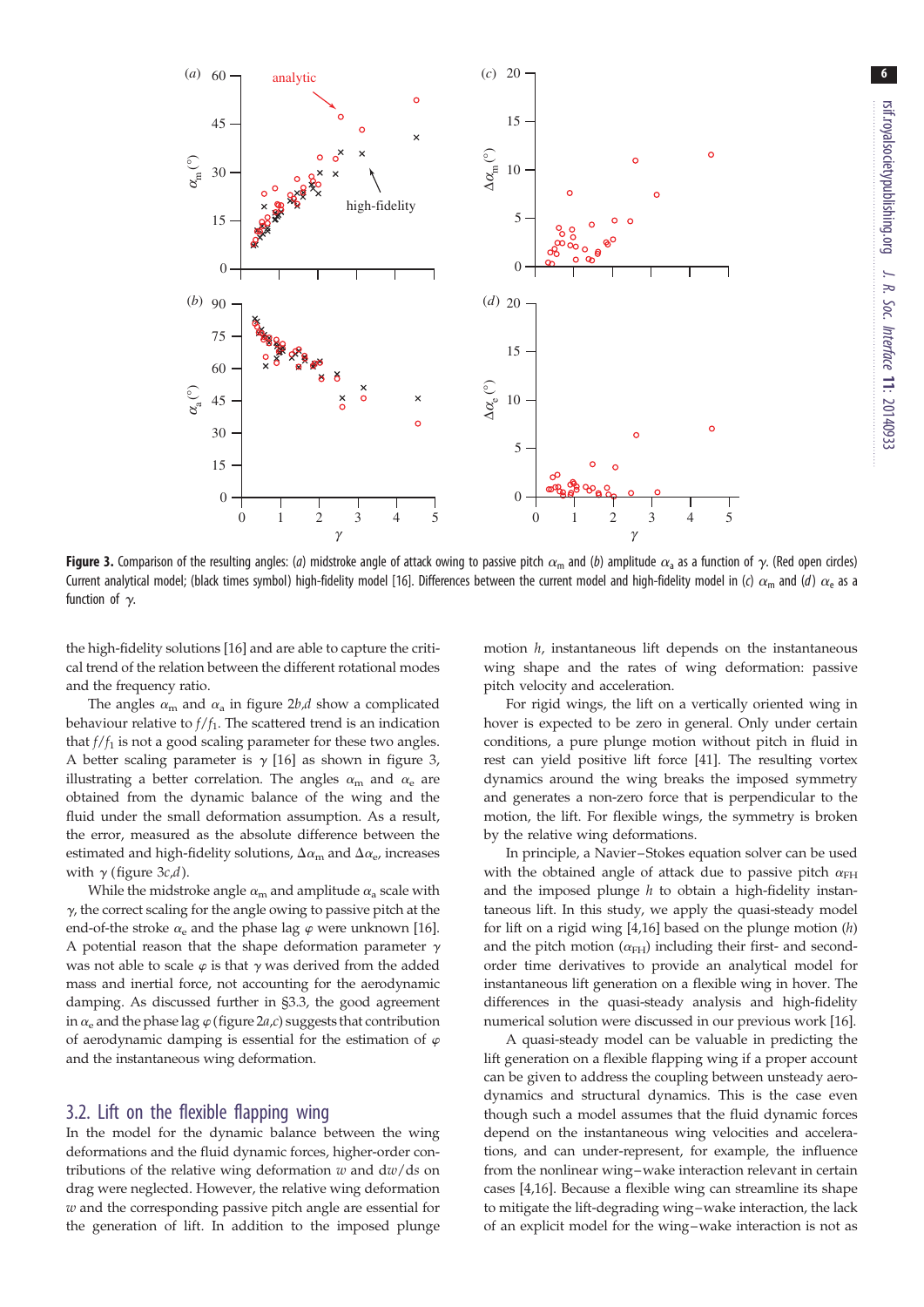**Figure 3.** Comparison of the resulting angles: (*a*) midstroke angle of attack owing to passive pitch $\alpha_m$ and (*b*) amplitude $\alpha_a$ as a function of $\gamma$. (Red open circles) Current analytical model; (black times symbol) high-fidelity model [16]. Differences between the current model and high-fidelity model in (*c*) $\alpha_m$ and (*d*) $\alpha_e$ as a function of $\gamma$.

the high-fidelity solutions [16] and are able to capture the critical trend of the relation between the different rotational modes and the frequency ratio.

The angles $\alpha_m$ and $\alpha_a$ in figure 2*b*,*d* show a complicated behaviour relative to $f/f_1$. The scattered trend is an indication that $f/f_1$ is not a good scaling parameter for these two angles. A better scaling parameter is $\gamma$ [16] as shown in figure 3, illustrating a better correlation. The angles $\alpha_m$ and $\alpha_e$ are obtained from the dynamic balance of the wing and the fluid under the small deformation assumption. As a result, the error, measured as the absolute difference between the estimated and high-fidelity solutions, $\Delta\alpha_m$ and $\Delta\alpha_e$, increases with $\gamma$ (figure 3*c*,*d*).

While the midstroke angle $\alpha_m$ and amplitude $\alpha_a$ scale with $\gamma$, the correct scaling for the angle owing to passive pitch at the end-of-the stroke $\alpha_e$ and the phase lag $\varphi$ were unknown [16]. A potential reason that the shape deformation parameter $\gamma$ was not able to scale $\varphi$ is that $\gamma$ was derived from the added mass and inertial force, not accounting for the aerodynamic damping. As discussed further in §3.3, the good agreement in $\alpha_e$ and the phase lag $\varphi$ (figure 2*a*,*c*) suggests that contribution of aerodynamic damping is essential for the estimation of $\varphi$ and the instantaneous wing deformation.

## 3.2. Lift on the flexible flapping wing

In the model for the dynamic balance between the wing deformations and the fluid dynamic forces, higher-order contributions of the relative wing deformation $w$ and $dw/ds$ on drag were neglected. However, the relative wing deformation $w$ and the corresponding passive pitch angle are essential for the generation of lift. In addition to the imposed plunge motion $h$, instantaneous lift depends on the instantaneous wing shape and the rates of wing deformation: passive pitch velocity and acceleration.

For rigid wings, the lift on a vertically oriented wing in hover is expected to be zero in general. Only under certain conditions, a pure plunge motion without pitch in fluid in rest can yield positive lift force [41]. The resulting vortex dynamics around the wing breaks the imposed symmetry and generates a non-zero force that is perpendicular to the motion, the lift. For flexible wings, the symmetry is broken by the relative wing deformations.

In principle, a Navier–Stokes equation solver can be used with the obtained angle of attack due to passive pitch $\alpha_{FH}$ and the imposed plunge $h$ to obtain a high-fidelity instantaneous lift. In this study, we apply the quasi-steady model for lift on a rigid wing [4,16] based on the plunge motion ($h$) and the pitch motion ($\alpha_{FH}$) including their first- and second-order time derivatives to provide an analytical model for instantaneous lift generation on a flexible wing in hover. The differences in the quasi-steady analysis and high-fidelity numerical solution were discussed in our previous work [16].

A quasi-steady model can be valuable in predicting the lift generation on a flexible flapping wing if a proper account can be given to address the coupling between unsteady aerodynamics and structural dynamics. This is the case even though such a model assumes that the fluid dynamic forces depend on the instantaneous wing velocities and accelerations, and can under-represent, for example, the influence from the nonlinear wing–wake interaction relevant in certain cases [4,16]. Because a flexible wing can streamline its shape to mitigate the lift-degrading wing–wake interaction, the lack of an explicit model for the wing–wake interaction is not as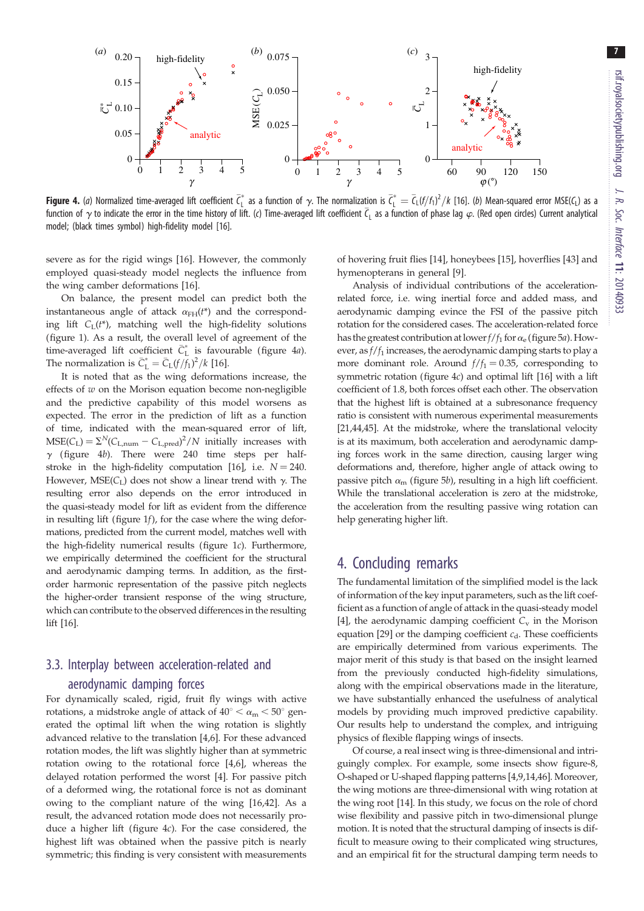**Figure 4.** (*a*) Normalized time-averaged lift coefficient $\bar{C}_L^*$ as a function of $\gamma$. The normalization is $\bar{C}_L^* = \bar{C}_L(f/f_1)^2/k$ [16]. (*b*) Mean-squared error MSE($C_L$) as a function of $\gamma$ to indicate the error in the time history of lift. (*c*) Time-averaged lift coefficient $\bar{C}_L$ as a function of phase lag $\varphi$. (Red open circles) Current analytical model; (black times symbol) high-fidelity model [16].

severe as for the rigid wings [16]. However, the commonly employed quasi-steady model neglects the influence from the wing camber deformations [16].

On balance, the present model can predict both the instantaneous angle of attack $\alpha_{FH}(t^*)$ and the corresponding lift $C_L(t^*)$, matching well the high-fidelity solutions (figure 1). As a result, the overall level of agreement of the time-averaged lift coefficient $\bar{C}_L^*$ is favourable (figure 4*a*). The normalization is $\bar{C}_L^* = \bar{C}_L(f/f_1)^2/k$ [16].

It is noted that as the wing deformations increase, the effects of $w$ on the Morison equation become non-negligible and the predictive capability of this model worsens as expected. The error in the prediction of lift as a function of time, indicated with the mean-squared error of lift, $\mathrm{MSE}(C_L) = \Sigma^N(C_{L,\mathrm{num}} - C_{L,\mathrm{pred}})^2/N$ initially increases with $\gamma$ (figure 4*b*). There were 240 time steps per half-stroke in the high-fidelity computation [16], i.e. $N = 240$. However, MSE($C_L$) does not show a linear trend with $\gamma$. The resulting error also depends on the error introduced in the quasi-steady model for lift as evident from the difference in resulting lift (figure 1*f*), for the case where the wing deformations, predicted from the current model, matches well with the high-fidelity numerical results (figure 1*c*). Furthermore, we empirically determined the coefficient for the structural and aerodynamic damping terms. In addition, as the first-order harmonic representation of the passive pitch neglects the higher-order transient response of the wing structure, which can contribute to the observed differences in the resulting lift [16].

### 3.3. Interplay between acceleration-related and aerodynamic damping forces

For dynamically scaled, rigid, fruit fly wings with active rotations, a midstroke angle of attack of $40^\circ < \alpha_m < 50^\circ$ generated the optimal lift when the wing rotation is slightly advanced relative to the translation [4,6]. For these advanced rotation modes, the lift was slightly higher than at symmetric rotation owing to the rotational force [4,6], whereas the delayed rotation performed the worst [4]. For passive pitch of a deformed wing, the rotational force is not as dominant owing to the compliant nature of the wing [16,42]. As a result, the advanced rotation mode does not necessarily produce a higher lift (figure 4*c*). For the case considered, the highest lift was obtained when the passive pitch is nearly symmetric; this finding is very consistent with measurements of hovering fruit flies [14], honeybees [15], hoverflies [43] and hymenopterans in general [9].

Analysis of individual contributions of the acceleration-related force, i.e. wing inertial force and added mass, and aerodynamic damping evince the FSI of the passive pitch rotation for the considered cases. The acceleration-related force has the greatest contribution at lower $f/f_1$ for $\alpha_e$ (figure 5*a*). However, as $f/f_1$ increases, the aerodynamic damping starts to play a more dominant role. Around $f/f_1 = 0.35$, corresponding to symmetric rotation (figure 4*c*) and optimal lift [16] with a lift coefficient of 1.8, both forces offset each other. The observation that the highest lift is obtained at a subresonance frequency ratio is consistent with numerous experimental measurements [21,44,45]. At the midstroke, where the translational velocity is at its maximum, both acceleration and aerodynamic damping forces work in the same direction, causing larger wing deformations and, therefore, higher angle of attack owing to passive pitch $\alpha_m$ (figure 5*b*), resulting in a high lift coefficient. While the translational acceleration is zero at the midstroke, the acceleration from the resulting passive wing rotation can help generating higher lift.

## 4. Concluding remarks

The fundamental limitation of the simplified model is the lack of information of the key input parameters, such as the lift coefficient as a function of angle of attack in the quasi-steady model [4], the aerodynamic damping coefficient $C_v$ in the Morison equation [29] or the damping coefficient $c_d$. These coefficients are empirically determined from various experiments. The major merit of this study is that based on the insight learned from the previously conducted high-fidelity simulations, along with the empirical observations made in the literature, we have substantially enhanced the usefulness of analytical models by providing much improved predictive capability. Our results help to understand the complex, and intriguing physics of flexible flapping wings of insects.

Of course, a real insect wing is three-dimensional and intriguingly complex. For example, some insects show figure-8, O-shaped or U-shaped flapping patterns [4,9,14,46]. Moreover, the wing motions are three-dimensional with wing rotation at the wing root [14]. In this study, we focus on the role of chord wise flexibility and passive pitch in two-dimensional plunge motion. It is noted that the structural damping of insects is difficult to measure owing to their complicated wing structures, and an empirical fit for the structural damping term needs to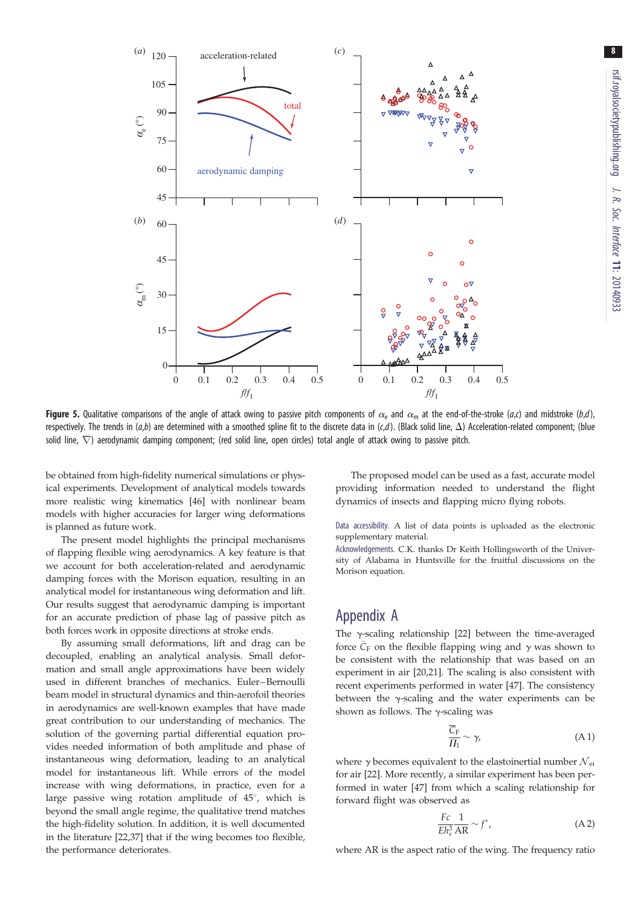(a)

120

105

90

75

60

45

$\alpha_e$ (°)

acceleration-related

total

aerodynamic damping

(c)

(b)

60

45

30

15

0

$\alpha_m$ (°)

0 0.1 0.2 0.3 0.4 0.5

$f/f_1$

(d)

0 0.1 0.2 0.3 0.4 0.5

$f/f_1$

**Figure 5.** Qualitative comparisons of the angle of attack owing to passive pitch components of $\alpha_e$ and $\alpha_m$ at the end-of-the-stroke (*a*,*c*) and midstroke (*b*,*d*), respectively. The trends in (*a*,*b*) are determined with a smoothed spline fit to the discrete data in (*c*,*d*). (Black solid line, $\Delta$) Acceleration-related component; (blue solid line, $\nabla$) aerodynamic damping component; (red solid line, open circles) total angle of attack owing to passive pitch.

be obtained from high-fidelity numerical simulations or physical experiments. Development of analytical models towards more realistic wing kinematics [46] with nonlinear beam models with higher accuracies for larger wing deformations is planned as future work.

The present model highlights the principal mechanisms of flapping flexible wing aerodynamics. A key feature is that we account for both acceleration-related and aerodynamic damping forces with the Morison equation, resulting in an analytical model for instantaneous wing deformation and lift. Our results suggest that aerodynamic damping is important for an accurate prediction of phase lag of passive pitch as both forces work in opposite directions at stroke ends.

By assuming small deformations, lift and drag can be decoupled, enabling an analytical analysis. Small deformation and small angle approximations have been widely used in different branches of mechanics. Euler–Bernoulli beam model in structural dynamics and thin-aerofoil theories in aerodynamics are well-known examples that have made great contribution to our understanding of mechanics. The solution of the governing partial differential equation provides needed information of both amplitude and phase of instantaneous wing deformation, leading to an analytical model for instantaneous lift. While errors of the model increase with wing deformations, in practice, even for a large passive wing rotation amplitude of 45°, which is beyond the small angle regime, the qualitative trend matches the high-fidelity solution. In addition, it is well documented in the literature [22,37] that if the wing becomes too flexible, the performance deteriorates.

The proposed model can be used as a fast, accurate model providing information needed to understand the flight dynamics of insects and flapping micro flying robots.

Data accessibility. A list of data points is uploaded as the electronic supplementary material.

Acknowledgements. C.K. thanks Dr Keith Hollingsworth of the University of Alabama in Huntsville for the fruitful discussions on the Morison equation.

## Appendix A

The $\gamma$-scaling relationship [22] between the time-averaged force $\bar{C}_F$ on the flexible flapping wing and $\gamma$ was shown to be consistent with the relationship that was based on an experiment in air [20,21]. The scaling is also consistent with recent experiments performed in water [47]. The consistency between the $\gamma$-scaling and the water experiments can be shown as follows. The $\gamma$-scaling was

$$\frac{\bar{C}_F}{\Pi_1} \sim \gamma, \tag{A 1}$$

where $\gamma$ becomes equivalent to the elastoinertial number $\mathcal{N}_{ei}$ for air [22]. More recently, a similar experiment has been performed in water [47] from which a scaling relationship for forward flight was observed as

$$\frac{Fc}{Eh_s^3}\frac{1}{\mathrm{AR}} \sim f^*, \tag{A 2}$$

where AR is the aspect ratio of the wing. The frequency ratio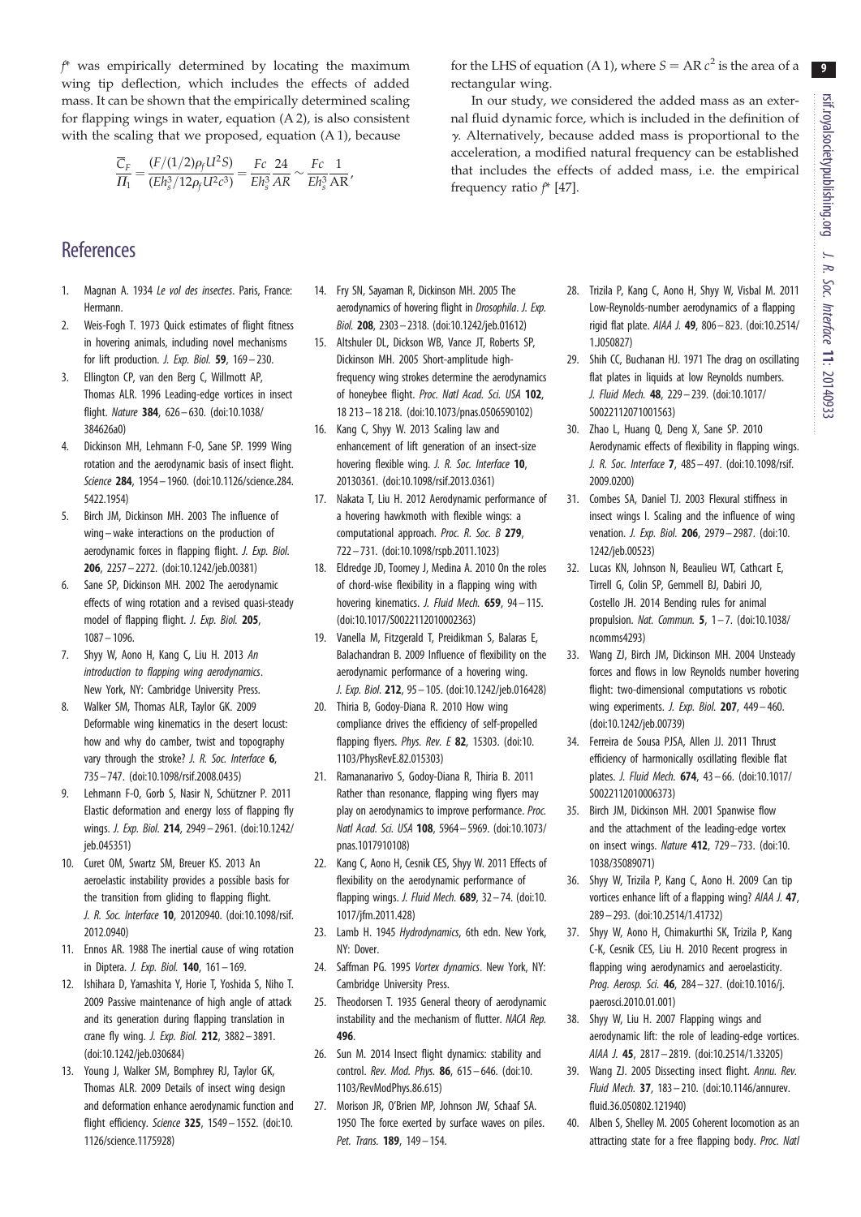$f^*$ was empirically determined by locating the maximum wing tip deflection, which includes the effects of added mass. It can be shown that the empirically determined scaling for flapping wings in water, equation (A 2), is also consistent with the scaling that we proposed, equation (A 1), because

$$\frac{\overline{C}_F}{\Pi_1} = \frac{(F/(1/2)\rho_f U^2 S)}{(Eh_s^3/12\rho_f U^2 c^3)} = \frac{Fc}{Eh_s^3}\frac{24}{AR} \sim \frac{Fc}{Eh_s^3}\frac{1}{\mathrm{AR}},$$

for the LHS of equation (A 1), where $S = \mathrm{AR}\, c^2$ is the area of a rectangular wing.

In our study, we considered the added mass as an external fluid dynamic force, which is included in the definition of $\gamma$. Alternatively, because added mass is proportional to the acceleration, a modified natural frequency can be established that includes the effects of added mass, i.e. the empirical frequency ratio $f^*$ [47].

## References

1. Magnan A. 1934 *Le vol des insectes*. Paris, France: Hermann.
2. Weis-Fogh T. 1973 Quick estimates of flight fitness in hovering animals, including novel mechanisms for lift production. *J. Exp. Biol.* **59**, 169–230.
3. Ellington CP, van den Berg C, Willmott AP, Thomas ALR. 1996 Leading-edge vortices in insect flight. *Nature* **384**, 626–630. (doi:10.1038/384626a0)
4. Dickinson MH, Lehmann F-O, Sane SP. 1999 Wing rotation and the aerodynamic basis of insect flight. *Science* **284**, 1954–1960. (doi:10.1126/science.284.5422.1954)
5. Birch JM, Dickinson MH. 2003 The influence of wing–wake interactions on the production of aerodynamic forces in flapping flight. *J. Exp. Biol.* **206**, 2257–2272. (doi:10.1242/jeb.00381)
6. Sane SP, Dickinson MH. 2002 The aerodynamic effects of wing rotation and a revised quasi-steady model of flapping flight. *J. Exp. Biol.* **205**, 1087–1096.
7. Shyy W, Aono H, Kang C, Liu H. 2013 *An introduction to flapping wing aerodynamics*. New York, NY: Cambridge University Press.
8. Walker SM, Thomas ALR, Taylor GK. 2009 Deformable wing kinematics in the desert locust: how and why do camber, twist and topography vary through the stroke? *J. R. Soc. Interface* **6**, 735–747. (doi:10.1098/rsif.2008.0435)
9. Lehmann F-O, Gorb S, Nasir N, Schützner P. 2011 Elastic deformation and energy loss of flapping fly wings. *J. Exp. Biol.* **214**, 2949–2961. (doi:10.1242/jeb.045351)
10. Curet OM, Swartz SM, Breuer KS. 2013 An aeroelastic instability provides a possible basis for the transition from gliding to flapping flight. *J. R. Soc. Interface* **10**, 20120940. (doi:10.1098/rsif.2012.0940)
11. Ennos AR. 1988 The inertial cause of wing rotation in Diptera. *J. Exp. Biol.* **140**, 161–169.
12. Ishihara D, Yamashita Y, Horie T, Yoshida S, Niho T. 2009 Passive maintenance of high angle of attack and its generation during flapping translation in crane fly wing. *J. Exp. Biol.* **212**, 3882–3891. (doi:10.1242/jeb.030684)
13. Young J, Walker SM, Bomphrey RJ, Taylor GK, Thomas ALR. 2009 Details of insect wing design and deformation enhance aerodynamic function and flight efficiency. *Science* **325**, 1549–1552. (doi:10.1126/science.1175928)
14. Fry SN, Sayaman R, Dickinson MH. 2005 The aerodynamics of hovering flight in *Drosophila*. *J. Exp. Biol.* **208**, 2303–2318. (doi:10.1242/jeb.01612)
15. Altshuler DL, Dickson WB, Vance JT, Roberts SP, Dickinson MH. 2005 Short-amplitude high-frequency wing strokes determine the aerodynamics of honeybee flight. *Proc. Natl Acad. Sci. USA* **102**, 18 213–18 218. (doi:10.1073/pnas.0506590102)
16. Kang C, Shyy W. 2013 Scaling law and enhancement of lift generation of an insect-size hovering flexible wing. *J. R. Soc. Interface* **10**, 20130361. (doi:10.1098/rsif.2013.0361)
17. Nakata T, Liu H. 2012 Aerodynamic performance of a hovering hawkmoth with flexible wings: a computational approach. *Proc. R. Soc. B* **279**, 722–731. (doi:10.1098/rspb.2011.1023)
18. Eldredge JD, Toomey J, Medina A. 2010 On the roles of chord-wise flexibility in a flapping wing with hovering kinematics. *J. Fluid Mech.* **659**, 94–115. (doi:10.1017/S0022112010002363)
19. Vanella M, Fitzgerald T, Preidikman S, Balaras E, Balachandran B. 2009 Influence of flexibility on the aerodynamic performance of a hovering wing. *J. Exp. Biol.* **212**, 95–105. (doi:10.1242/jeb.016428)
20. Thiria B, Godoy-Diana R. 2010 How wing compliance drives the efficiency of self-propelled flapping flyers. *Phys. Rev. E* **82**, 15303. (doi:10.1103/PhysRevE.82.015303)
21. Ramananarivo S, Godoy-Diana R, Thiria B. 2011 Rather than resonance, flapping wing flyers may play on aerodynamics to improve performance. *Proc. Natl Acad. Sci. USA* **108**, 5964–5969. (doi:10.1073/pnas.1017910108)
22. Kang C, Aono H, Cesnik CES, Shyy W. 2011 Effects of flexibility on the aerodynamic performance of flapping wings. *J. Fluid Mech.* **689**, 32–74. (doi:10.1017/jfm.2011.428)
23. Lamb H. 1945 *Hydrodynamics*, 6th edn. New York, NY: Dover.
24. Saffman PG. 1995 *Vortex dynamics*. New York, NY: Cambridge University Press.
25. Theodorsen T. 1935 General theory of aerodynamic instability and the mechanism of flutter. *NACA Rep.* **496**.
26. Sun M. 2014 Insect flight dynamics: stability and control. *Rev. Mod. Phys.* **86**, 615–646. (doi:10.1103/RevModPhys.86.615)
27. Morison JR, O'Brien MP, Johnson JW, Schaaf SA. 1950 The force exerted by surface waves on piles. *Pet. Trans.* **189**, 149–154.
28. Trizila P, Kang C, Aono H, Shyy W, Visbal M. 2011 Low-Reynolds-number aerodynamics of a flapping rigid flat plate. *AIAA J.* **49**, 806–823. (doi:10.2514/1.J050827)
29. Shih CC, Buchanan HJ. 1971 The drag on oscillating flat plates in liquids at low Reynolds numbers. *J. Fluid Mech.* **48**, 229–239. (doi:10.1017/S0022112071001563)
30. Zhao L, Huang Q, Deng X, Sane SP. 2010 Aerodynamic effects of flexibility in flapping wings. *J. R. Soc. Interface* **7**, 485–497. (doi:10.1098/rsif.2009.0200)
31. Combes SA, Daniel TJ. 2003 Flexural stiffness in insect wings I. Scaling and the influence of wing venation. *J. Exp. Biol.* **206**, 2979–2987. (doi:10.1242/jeb.00523)
32. Lucas KN, Johnson N, Beaulieu WT, Cathcart E, Tirrell G, Colin SP, Gemmell BJ, Dabiri JO, Costello JH. 2014 Bending rules for animal propulsion. *Nat. Commun.* **5**, 1–7. (doi:10.1038/ncomms4293)
33. Wang ZJ, Birch JM, Dickinson MH. 2004 Unsteady forces and flows in low Reynolds number hovering flight: two-dimensional computations vs robotic wing experiments. *J. Exp. Biol.* **207**, 449–460. (doi:10.1242/jeb.00739)
34. Ferreira de Sousa PJSA, Allen JJ. 2011 Thrust efficiency of harmonically oscillating flexible flat plates. *J. Fluid Mech.* **674**, 43–66. (doi:10.1017/S0022112010006373)
35. Birch JM, Dickinson MH. 2001 Spanwise flow and the attachment of the leading-edge vortex on insect wings. *Nature* **412**, 729–733. (doi:10.1038/35089071)
36. Shyy W, Trizila P, Kang C, Aono H. 2009 Can tip vortices enhance lift of a flapping wing? *AIAA J.* **47**, 289–293. (doi:10.2514/1.41732)
37. Shyy W, Aono H, Chimakurthi SK, Trizila P, Kang C-K, Cesnik CES, Liu H. 2010 Recent progress in flapping wing aerodynamics and aeroelasticity. *Prog. Aerosp. Sci.* **46**, 284–327. (doi:10.1016/j.paerosci.2010.01.001)
38. Shyy W, Liu H. 2007 Flapping wings and aerodynamic lift: the role of leading-edge vortices. *AIAA J.* **45**, 2817–2819. (doi:10.2514/1.33205)
39. Wang ZJ. 2005 Dissecting insect flight. *Annu. Rev. Fluid Mech.* **37**, 183–210. (doi:10.1146/annurev.fluid.36.050802.121940)
40. Alben S, Shelley M. 2005 Coherent locomotion as an attracting state for a free flapping body. *Proc. Natl*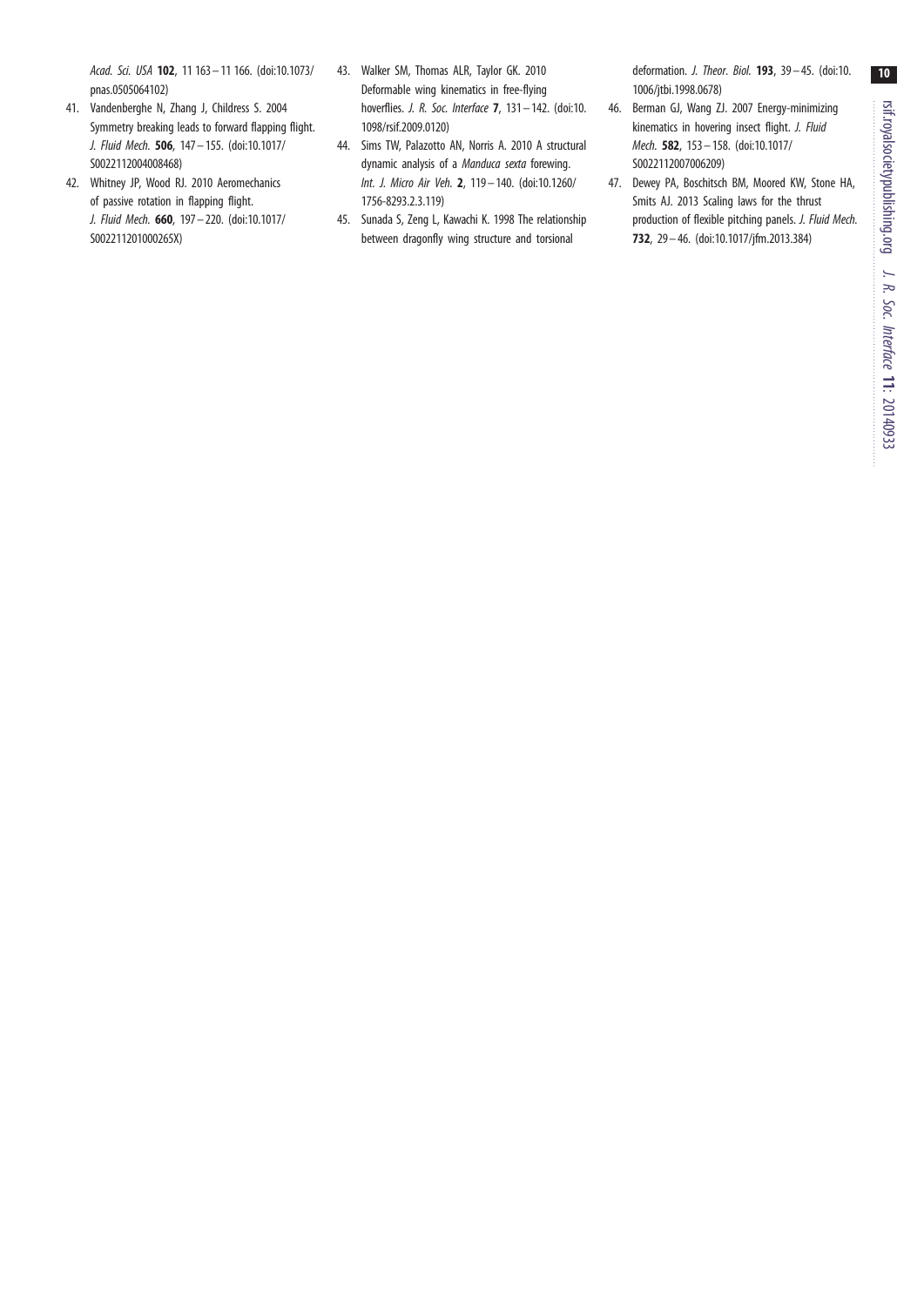*Acad. Sci. USA* **102**, 11 163 – 11 166. (doi:10.1073/pnas.0505064102)

41. Vandenberghe N, Zhang J, Childress S. 2004 Symmetry breaking leads to forward flapping flight. *J. Fluid Mech.* **506**, 147 – 155. (doi:10.1017/S0022112004008468)
42. Whitney JP, Wood RJ. 2010 Aeromechanics of passive rotation in flapping flight. *J. Fluid Mech.* **660**, 197 – 220. (doi:10.1017/S002211201000265X)
43. Walker SM, Thomas ALR, Taylor GK. 2010 Deformable wing kinematics in free-flying hoverflies. *J. R. Soc. Interface* **7**, 131 – 142. (doi:10.1098/rsif.2009.0120)
44. Sims TW, Palazotto AN, Norris A. 2010 A structural dynamic analysis of a *Manduca sexta* forewing. *Int. J. Micro Air Veh.* **2**, 119 – 140. (doi:10.1260/1756-8293.2.3.119)
45. Sunada S, Zeng L, Kawachi K. 1998 The relationship between dragonfly wing structure and torsional deformation. *J. Theor. Biol.* **193**, 39 – 45. (doi:10.1006/jtbi.1998.0678)
46. Berman GJ, Wang ZJ. 2007 Energy-minimizing kinematics in hovering insect flight. *J. Fluid Mech.* **582**, 153 – 158. (doi:10.1017/S0022112007006209)
47. Dewey PA, Boschitsch BM, Moored KW, Stone HA, Smits AJ. 2013 Scaling laws for the thrust production of flexible pitching panels. *J. Fluid Mech.* **732**, 29 – 46. (doi:10.1017/jfm.2013.384)